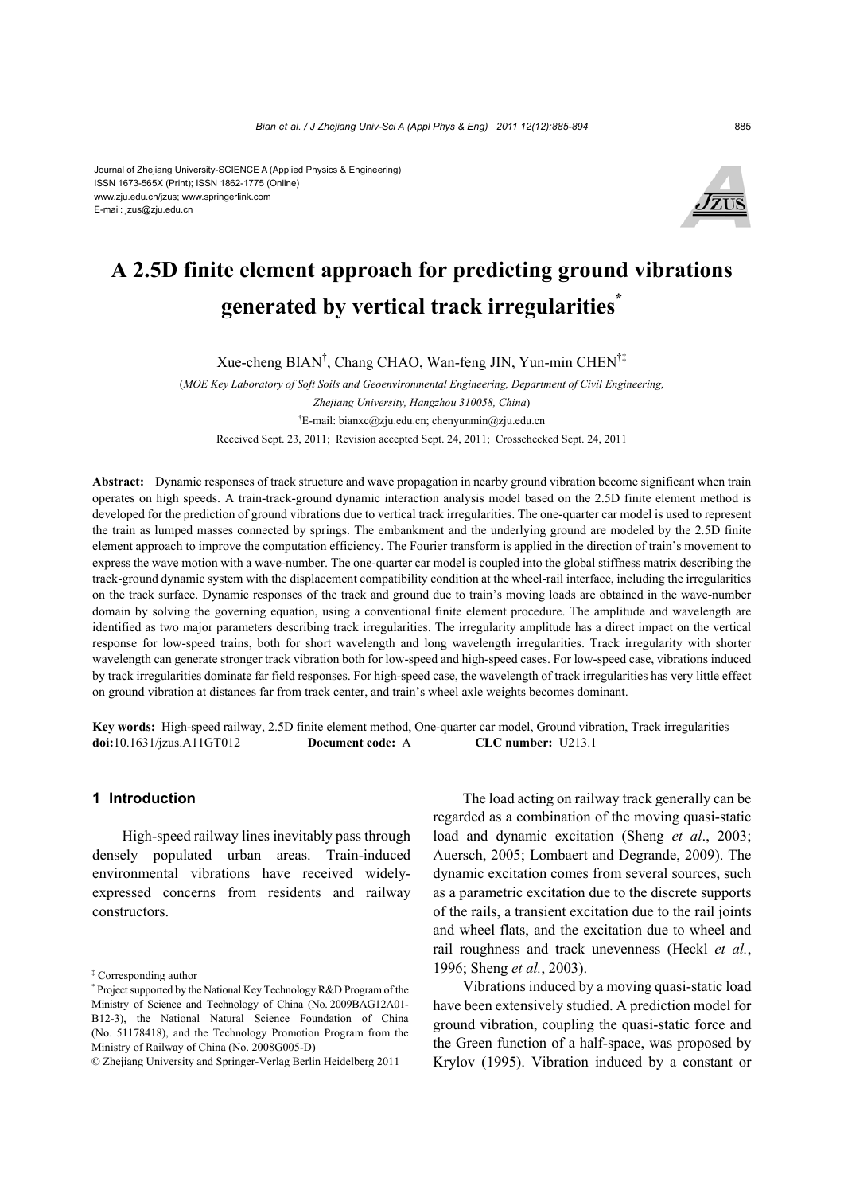Journal of Zhejiang University-SCIENCE A (Applied Physics & Engineering)
ISSN 1673-565X (Print); ISSN 1862-1775 (Online)
www.zju.edu.cn/jzus; www.springerlink.com
E-mail: jzus@zju.edu.cn

# A 2.5D finite element approach for predicting ground vibrations generated by vertical track irregularities*

Xue-cheng BIAN†, Chang CHAO, Wan-feng JIN, Yun-min CHEN†‡

(*MOE Key Laboratory of Soft Soils and Geoenvironmental Engineering, Department of Civil Engineering, Zhejiang University, Hangzhou 310058, China*)

†E-mail: bianxc@zju.edu.cn; chenyunmin@zju.edu.cn

Received Sept. 23, 2011; Revision accepted Sept. 24, 2011; Crosschecked Sept. 24, 2011

**Abstract:** Dynamic responses of track structure and wave propagation in nearby ground vibration become significant when train operates on high speeds. A train-track-ground dynamic interaction analysis model based on the 2.5D finite element method is developed for the prediction of ground vibrations due to vertical track irregularities. The one-quarter car model is used to represent the train as lumped masses connected by springs. The embankment and the underlying ground are modeled by the 2.5D finite element approach to improve the computation efficiency. The Fourier transform is applied in the direction of train's movement to express the wave motion with a wave-number. The one-quarter car model is coupled into the global stiffness matrix describing the track-ground dynamic system with the displacement compatibility condition at the wheel-rail interface, including the irregularities on the track surface. Dynamic responses of the track and ground due to train's moving loads are obtained in the wave-number domain by solving the governing equation, using a conventional finite element procedure. The amplitude and wavelength are identified as two major parameters describing track irregularities. The irregularity amplitude has a direct impact on the vertical response for low-speed trains, both for short wavelength and long wavelength irregularities. Track irregularity with shorter wavelength can generate stronger track vibration both for low-speed and high-speed cases. For low-speed case, vibrations induced by track irregularities dominate far field responses. For high-speed case, the wavelength of track irregularities has very little effect on ground vibration at distances far from track center, and train's wheel axle weights becomes dominant.

**Key words:** High-speed railway, 2.5D finite element method, One-quarter car model, Ground vibration, Track irregularities
**doi:**10.1631/jzus.A11GT012 **Document code:** A **CLC number:** U213.1

## 1 Introduction

High-speed railway lines inevitably pass through densely populated urban areas. Train-induced environmental vibrations have received widely-expressed concerns from residents and railway constructors.

The load acting on railway track generally can be regarded as a combination of the moving quasi-static load and dynamic excitation (Sheng *et al*., 2003; Auersch, 2005; Lombaert and Degrande, 2009). The dynamic excitation comes from several sources, such as a parametric excitation due to the discrete supports of the rails, a transient excitation due to the rail joints and wheel flats, and the excitation due to wheel and rail roughness and track unevenness (Heckl *et al.*, 1996; Sheng *et al.*, 2003).

Vibrations induced by a moving quasi-static load have been extensively studied. A prediction model for ground vibration, coupling the quasi-static force and the Green function of a half-space, was proposed by Krylov (1995). Vibration induced by a constant or

---

‡ Corresponding author

\* Project supported by the National Key Technology R&D Program of the Ministry of Science and Technology of China (No. 2009BAG12A01-B12-3), the National Natural Science Foundation of China (No. 51178418), and the Technology Promotion Program from the Ministry of Railway of China (No. 2008G005-D)

© Zhejiang University and Springer-Verlag Berlin Heidelberg 2011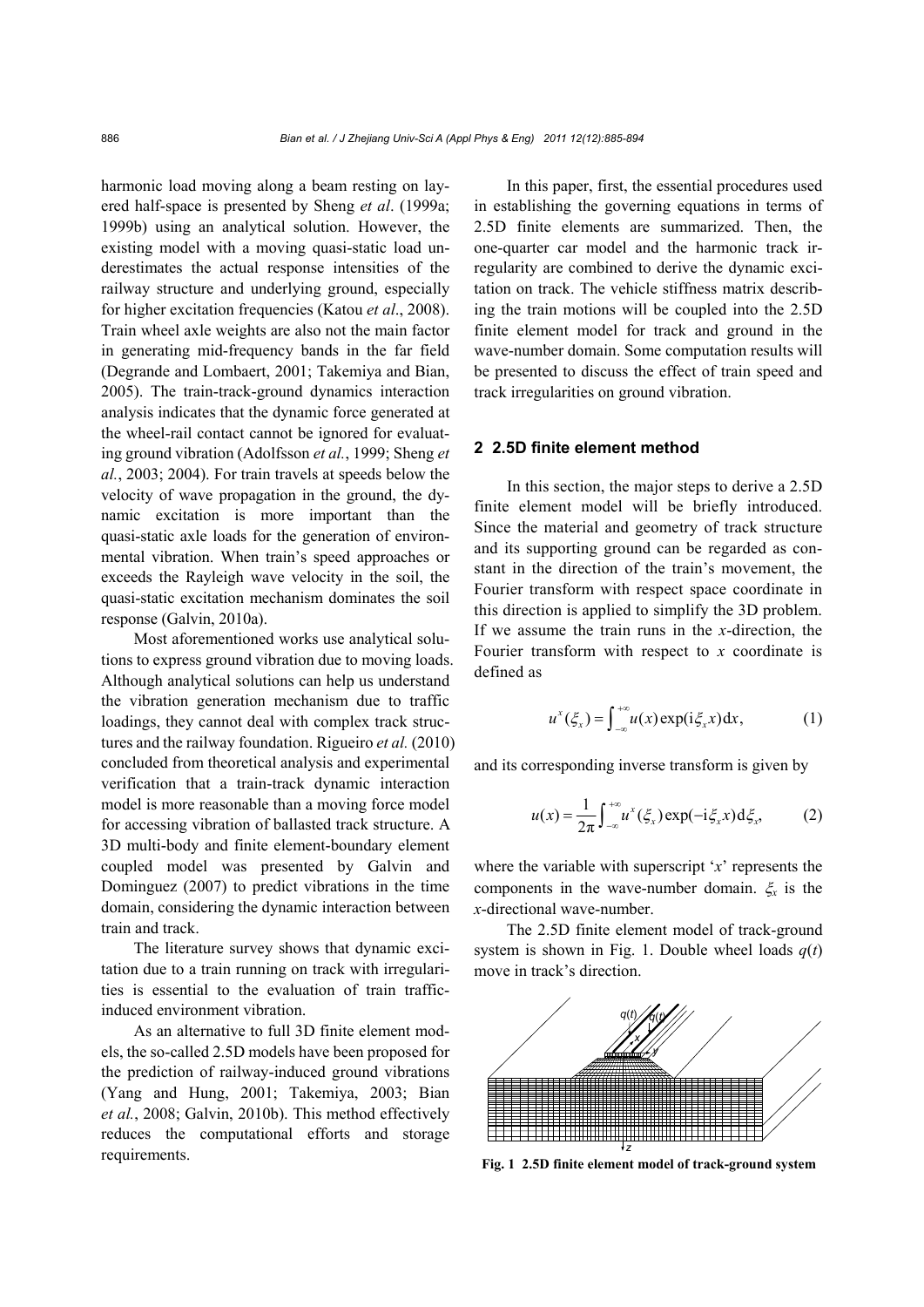harmonic load moving along a beam resting on layered half-space is presented by Sheng *et al*. (1999a; 1999b) using an analytical solution. However, the existing model with a moving quasi-static load underestimates the actual response intensities of the railway structure and underlying ground, especially for higher excitation frequencies (Katou *et al*., 2008). Train wheel axle weights are also not the main factor in generating mid-frequency bands in the far field (Degrande and Lombaert, 2001; Takemiya and Bian, 2005). The train-track-ground dynamics interaction analysis indicates that the dynamic force generated at the wheel-rail contact cannot be ignored for evaluating ground vibration (Adolfsson *et al.*, 1999; Sheng *et al.*, 2003; 2004). For train travels at speeds below the velocity of wave propagation in the ground, the dynamic excitation is more important than the quasi-static axle loads for the generation of environmental vibration. When train's speed approaches or exceeds the Rayleigh wave velocity in the soil, the quasi-static excitation mechanism dominates the soil response (Galvin, 2010a).

Most aforementioned works use analytical solutions to express ground vibration due to moving loads. Although analytical solutions can help us understand the vibration generation mechanism due to traffic loadings, they cannot deal with complex track structures and the railway foundation. Rigueiro *et al.* (2010) concluded from theoretical analysis and experimental verification that a train-track dynamic interaction model is more reasonable than a moving force model for accessing vibration of ballasted track structure. A 3D multi-body and finite element-boundary element coupled model was presented by Galvin and Dominguez (2007) to predict vibrations in the time domain, considering the dynamic interaction between train and track.

The literature survey shows that dynamic excitation due to a train running on track with irregularities is essential to the evaluation of train traffic-induced environment vibration.

As an alternative to full 3D finite element models, the so-called 2.5D models have been proposed for the prediction of railway-induced ground vibrations (Yang and Hung, 2001; Takemiya, 2003; Bian *et al.*, 2008; Galvin, 2010b). This method effectively reduces the computational efforts and storage requirements.

In this paper, first, the essential procedures used in establishing the governing equations in terms of 2.5D finite elements are summarized. Then, the one-quarter car model and the harmonic track irregularity are combined to derive the dynamic excitation on track. The vehicle stiffness matrix describing the train motions will be coupled into the 2.5D finite element model for track and ground in the wave-number domain. Some computation results will be presented to discuss the effect of train speed and track irregularities on ground vibration.

## 2 2.5D finite element method

In this section, the major steps to derive a 2.5D finite element model will be briefly introduced. Since the material and geometry of track structure and its supporting ground can be regarded as constant in the direction of the train's movement, the Fourier transform with respect space coordinate in this direction is applied to simplify the 3D problem. If we assume the train runs in the $x$-direction, the Fourier transform with respect to $x$ coordinate is defined as

$$u^{x}(\xi_{x}) = \int_{-\infty}^{+\infty} u(x)\exp(\mathrm{i}\xi_{x}x)\mathrm{d}x, \tag{1}$$

and its corresponding inverse transform is given by

$$u(x) = \frac{1}{2\pi}\int_{-\infty}^{+\infty} u^{x}(\xi_{x})\exp(-\mathrm{i}\xi_{x}x)\mathrm{d}\xi_{x}, \tag{2}$$

where the variable with superscript '$x$' represents the components in the wave-number domain. $\xi_x$ is the $x$-directional wave-number.

The 2.5D finite element model of track-ground system is shown in Fig. 1. Double wheel loads $q(t)$ move in track's direction.

**Fig. 1 2.5D finite element model of track-ground system**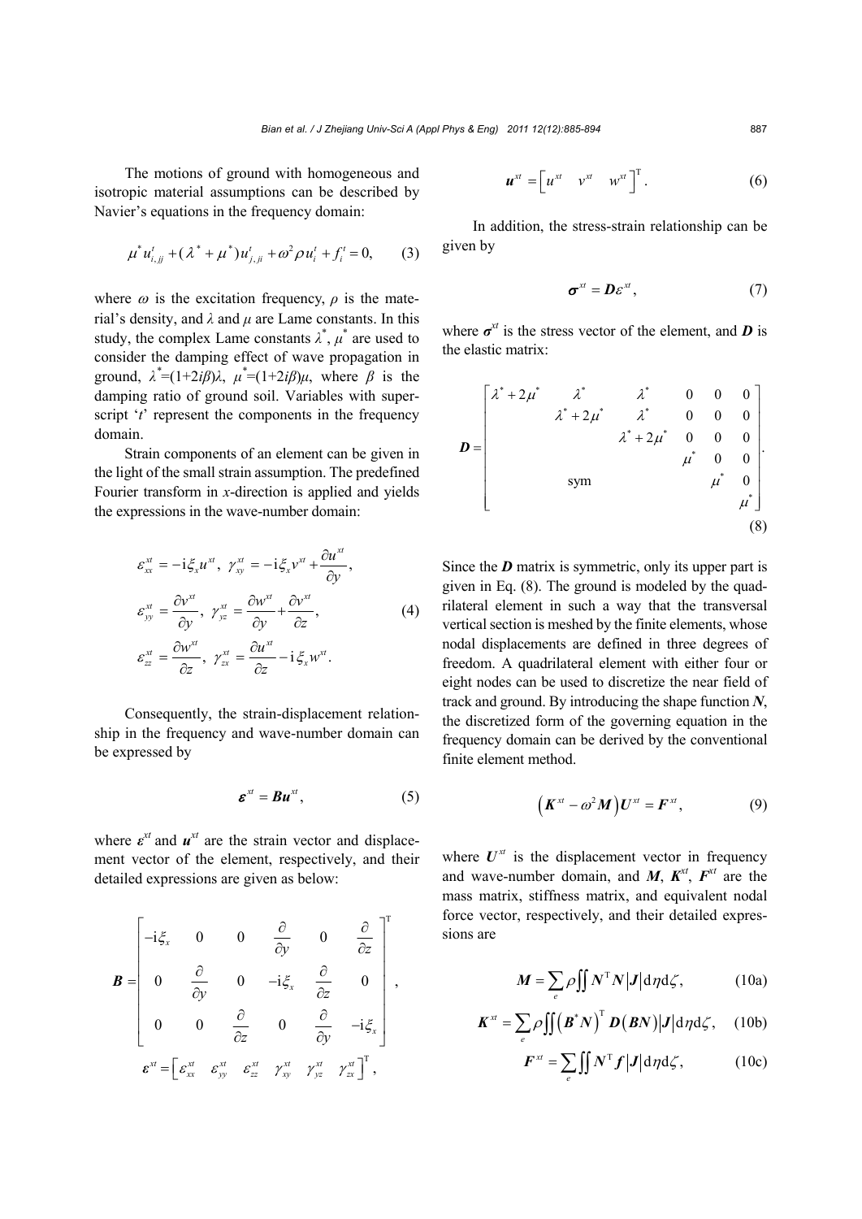The motions of ground with homogeneous and isotropic material assumptions can be described by Navier's equations in the frequency domain:

$$\mu^* u^t_{i,jj} + (\lambda^* + \mu^*) u^t_{j,ji} + \omega^2 \rho u^t_i + f^t_i = 0, \tag{3}$$

where $\omega$ is the excitation frequency, $\rho$ is the material's density, and $\lambda$ and $\mu$ are Lame constants. In this study, the complex Lame constants $\lambda^*$, $\mu^*$ are used to consider the damping effect of wave propagation in ground, $\lambda^*=(1+2i\beta)\lambda$, $\mu^*=(1+2i\beta)\mu$, where $\beta$ is the damping ratio of ground soil. Variables with superscript '$t$' represent the components in the frequency domain.

Strain components of an element can be given in the light of the small strain assumption. The predefined Fourier transform in $x$-direction is applied and yields the expressions in the wave-number domain:

$$\begin{aligned}
&\varepsilon^{xt}_{xx} = -\mathrm{i}\xi_x u^{xt},\ \gamma^{xt}_{xy} = -\mathrm{i}\xi_x v^{xt} + \frac{\partial u^{xt}}{\partial y},\\
&\varepsilon^{xt}_{yy} = \frac{\partial v^{xt}}{\partial y},\ \gamma^{xt}_{yz} = \frac{\partial w^{xt}}{\partial y} + \frac{\partial v^{xt}}{\partial z},\\
&\varepsilon^{xt}_{zz} = \frac{\partial w^{xt}}{\partial z},\ \gamma^{xt}_{zx} = \frac{\partial u^{xt}}{\partial z} - \mathrm{i}\xi_x w^{xt}.
\end{aligned} \tag{4}$$

Consequently, the strain-displacement relationship in the frequency and wave-number domain can be expressed by

$$\boldsymbol{\varepsilon}^{xt} = \boldsymbol{B}\boldsymbol{u}^{xt}, \tag{5}$$

where $\boldsymbol{\varepsilon}^{xt}$ and $\boldsymbol{u}^{xt}$ are the strain vector and displacement vector of the element, respectively, and their detailed expressions are given as below:

$$\boldsymbol{B} = \begin{bmatrix} -\mathrm{i}\xi_x & 0 & 0 & \frac{\partial}{\partial y} & 0 & \frac{\partial}{\partial z} \\ 0 & \frac{\partial}{\partial y} & 0 & -\mathrm{i}\xi_x & \frac{\partial}{\partial z} & 0 \\ 0 & 0 & \frac{\partial}{\partial z} & 0 & \frac{\partial}{\partial y} & -\mathrm{i}\xi_x \end{bmatrix}^{\mathrm{T}},$$

$$\boldsymbol{\varepsilon}^{xt} = \begin{bmatrix} \varepsilon^{xt}_{xx} & \varepsilon^{xt}_{yy} & \varepsilon^{xt}_{zz} & \gamma^{xt}_{xy} & \gamma^{xt}_{yz} & \gamma^{xt}_{zx} \end{bmatrix}^{\mathrm{T}},$$

$$\boldsymbol{u}^{xt} = \begin{bmatrix} u^{xt} & v^{xt} & w^{xt} \end{bmatrix}^{\mathrm{T}}. \tag{6}$$

In addition, the stress-strain relationship can be given by

$$\boldsymbol{\sigma}^{xt} = \boldsymbol{D}\varepsilon^{xt}, \tag{7}$$

where $\boldsymbol{\sigma}^{xt}$ is the stress vector of the element, and $\boldsymbol{D}$ is the elastic matrix:

$$\boldsymbol{D} = \begin{bmatrix} \lambda^*+2\mu^* & \lambda^* & \lambda^* & 0 & 0 & 0 \\ & \lambda^*+2\mu^* & \lambda^* & 0 & 0 & 0 \\ & & \lambda^*+2\mu^* & 0 & 0 & 0 \\ & & & \mu^* & 0 & 0 \\ & \text{sym} & & & \mu^* & 0 \\ & & & & & \mu^* \end{bmatrix}. \tag{8}$$

Since the $\boldsymbol{D}$ matrix is symmetric, only its upper part is given in Eq. (8). The ground is modeled by the quadrilateral element in such a way that the transversal vertical section is meshed by the finite elements, whose nodal displacements are defined in three degrees of freedom. A quadrilateral element with either four or eight nodes can be used to discretize the near field of track and ground. By introducing the shape function $\boldsymbol{N}$, the discretized form of the governing equation in the frequency domain can be derived by the conventional finite element method.

$$\left(\boldsymbol{K}^{xt} - \omega^2 \boldsymbol{M}\right)\boldsymbol{U}^{xt} = \boldsymbol{F}^{xt}, \tag{9}$$

where $\boldsymbol{U}^{xt}$ is the displacement vector in frequency and wave-number domain, and $\boldsymbol{M}$, $\boldsymbol{K}^{xt}$, $\boldsymbol{F}^{xt}$ are the mass matrix, stiffness matrix, and equivalent nodal force vector, respectively, and their detailed expressions are

$$\boldsymbol{M} = \sum_e \rho \iint \boldsymbol{N}^{\mathrm{T}}\boldsymbol{N}\left|\boldsymbol{J}\right| \mathrm{d}\eta \mathrm{d}\zeta, \tag{10a}$$

$$\boldsymbol{K}^{xt} = \sum_e \rho \iint \left(\boldsymbol{B}^*\boldsymbol{N}\right)^{\mathrm{T}} \boldsymbol{D}\left(\boldsymbol{B}\boldsymbol{N}\right)\left|\boldsymbol{J}\right| \mathrm{d}\eta \mathrm{d}\zeta, \tag{10b}$$

$$\boldsymbol{F}^{xt} = \sum_e \iint \boldsymbol{N}^{\mathrm{T}}\boldsymbol{f}\left|\boldsymbol{J}\right| \mathrm{d}\eta \mathrm{d}\zeta, \tag{10c}$$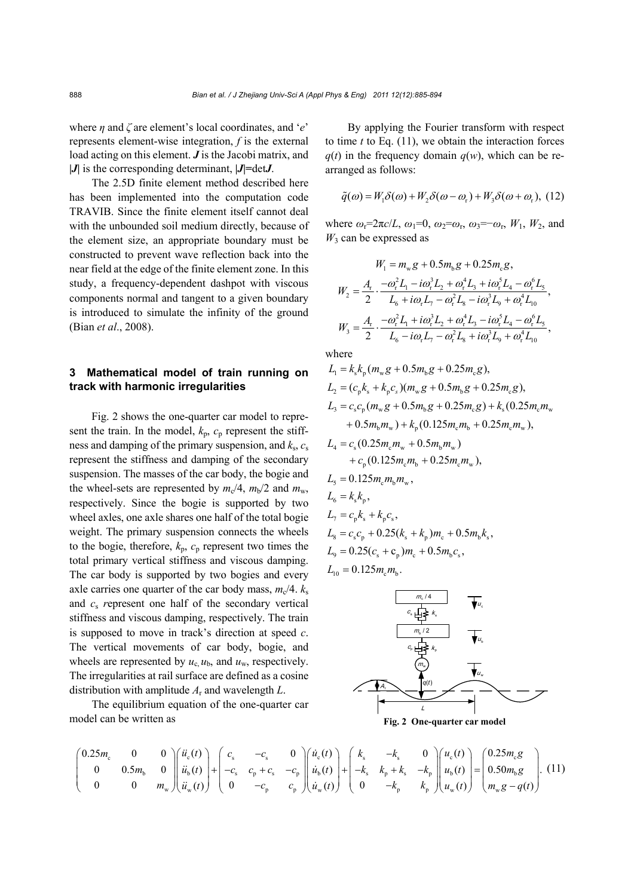where $\eta$ and $\zeta$ are element's local coordinates, and '$e$' represents element-wise integration, $f$ is the external load acting on this element. $\boldsymbol{J}$ is the Jacobi matrix, and $|\boldsymbol{J}|$ is the corresponding determinant, $|\boldsymbol{J}|=\det\boldsymbol{J}$.

The 2.5D finite element method described here has been implemented into the computation code TRAVIB. Since the finite element itself cannot deal with the unbounded soil medium directly, because of the element size, an appropriate boundary must be constructed to prevent wave reflection back into the near field at the edge of the finite element zone. In this study, a frequency-dependent dashpot with viscous components normal and tangent to a given boundary is introduced to simulate the infinity of the ground (Bian *et al*., 2008).

## 3 Mathematical model of train running on track with harmonic irregularities

Fig. 2 shows the one-quarter car model to represent the train. In the model, $k_p$, $c_p$ represent the stiffness and damping of the primary suspension, and $k_s$, $c_s$ represent the stiffness and damping of the secondary suspension. The masses of the car body, the bogie and the wheel-sets are represented by $m_c/4$, $m_b/2$ and $m_w$, respectively. Since the bogie is supported by two wheel axles, one axle shares one half of the total bogie weight. The primary suspension connects the wheels to the bogie, therefore, $k_p$, $c_p$ represent two times the total primary vertical stiffness and viscous damping. The car body is supported by two bogies and every axle carries one quarter of the car body mass, $m_c/4$. $k_s$ and $c_s$ represent one half of the secondary vertical stiffness and viscous damping, respectively. The train is supposed to move in track's direction at speed $c$. The vertical movements of car body, bogie, and wheels are represented by $u_c$, $u_b$, and $u_w$, respectively. The irregularities at rail surface are defined as a cosine distribution with amplitude $A_r$ and wavelength $L$.

The equilibrium equation of the one-quarter car model can be written as

$$\begin{pmatrix} 0.25m_c & 0 & 0 \\ 0 & 0.5m_b & 0 \\ 0 & 0 & m_w \end{pmatrix}\begin{pmatrix} \ddot{u}_c(t) \\ \ddot{u}_b(t) \\ \ddot{u}_w(t) \end{pmatrix} + \begin{pmatrix} c_s & -c_s & 0 \\ -c_s & c_p+c_s & -c_p \\ 0 & -c_p & c_p \end{pmatrix}\begin{pmatrix} \dot{u}_c(t) \\ \dot{u}_b(t) \\ \dot{u}_w(t) \end{pmatrix} + \begin{pmatrix} k_s & -k_s & 0 \\ -k_s & k_p+k_s & -k_p \\ 0 & -k_p & k_p \end{pmatrix}\begin{pmatrix} u_c(t) \\ u_b(t) \\ u_w(t) \end{pmatrix} = \begin{pmatrix} 0.25m_c g \\ 0.50m_b g \\ m_w g - q(t) \end{pmatrix}. \quad (11)$$

By applying the Fourier transform with respect to time $t$ to Eq. (11), we obtain the interaction forces $q(t)$ in the frequency domain $q(w)$, which can be rearranged as follows:

$$\tilde{q}(\omega) = W_1\delta(\omega) + W_2\delta(\omega-\omega_r) + W_3\delta(\omega+\omega_r), \quad (12)$$

where $\omega_r=2\pi c/L$, $\omega_1=0$, $\omega_2=\omega_r$, $\omega_3=-\omega_r$, $W_1$, $W_2$, and $W_3$ can be expressed as

$$W_1 = m_w g + 0.5m_b g + 0.25m_c g,$$

$$W_2 = \frac{A_r}{2}\cdot\frac{-\omega_r^2 L_1 - i\omega_r^3 L_2 + \omega_r^4 L_3 + i\omega_r^5 L_4 - \omega_r^6 L_5}{L_6 + i\omega_r L_7 - \omega_r^2 L_8 - i\omega_r^3 L_9 + \omega_r^4 L_{10}},$$

$$W_3 = \frac{A_r}{2}\cdot\frac{-\omega_r^2 L_1 + i\omega_r^3 L_2 + \omega_r^4 L_3 - i\omega_r^5 L_4 - \omega_r^6 L_5}{L_6 - i\omega_r L_7 - \omega_r^2 L_8 + i\omega_r^3 L_9 + \omega_r^4 L_{10}},$$

where

$$L_1 = k_s k_p(m_w g + 0.5m_b g + 0.25m_c g),$$
$$L_2 = (c_p k_s + k_p c_s)(m_w g + 0.5m_b g + 0.25m_c g),$$
$$L_3 = c_s c_p(m_w g + 0.5m_b g + 0.25m_c g) + k_s(0.25m_c m_w + 0.5m_b m_w) + k_p(0.125m_c m_b + 0.25m_c m_w),$$
$$L_4 = c_s(0.25m_c m_w + 0.5m_b m_w) + c_p(0.125m_c m_b + 0.25m_c m_w),$$
$$L_5 = 0.125m_c m_b m_w,$$
$$L_6 = k_s k_p,$$
$$L_7 = c_p k_s + k_p c_s,$$
$$L_8 = c_s c_p + 0.25(k_s + k_p)m_c + 0.5m_b k_s,$$
$$L_9 = 0.25(c_s + c_p)m_c + 0.5m_b c_s,$$
$$L_{10} = 0.125m_c m_b.$$

**Fig. 2 One-quarter car model**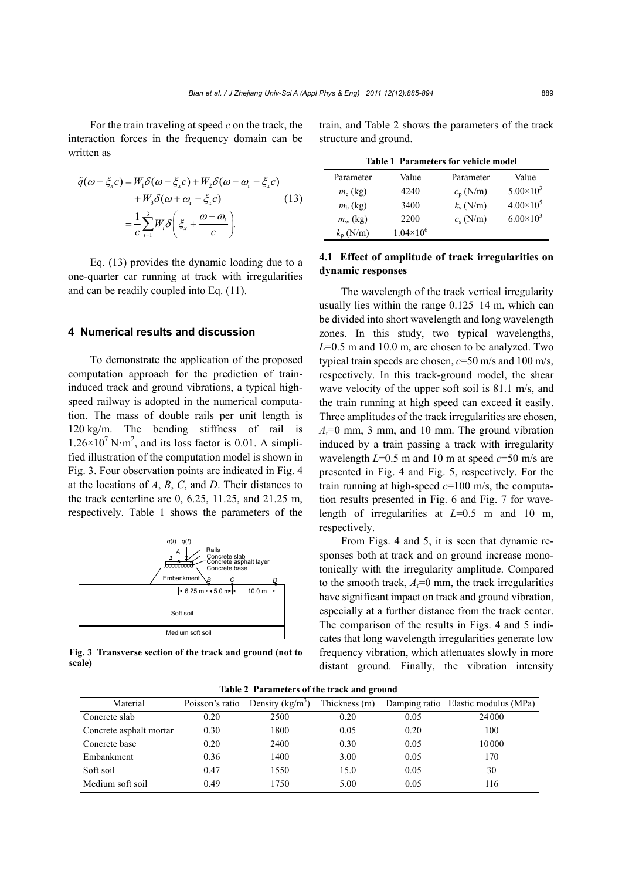For the train traveling at speed $c$ on the track, the interaction forces in the frequency domain can be written as

$$\begin{aligned}\tilde{q}(\omega-\xi_x c) &= W_1\delta(\omega-\xi_x c)+W_2\delta(\omega-\omega_r-\xi_x c) \\ &\quad +W_3\delta(\omega+\omega_r-\xi_x c) \\ &= \frac{1}{c}\sum_{i=1}^{3}W_i\delta\left(\xi_x+\frac{\omega-\omega_i}{c}\right).\end{aligned} \tag{13}$$

Eq. (13) provides the dynamic loading due to a one-quarter car running at track with irregularities and can be readily coupled into Eq. (11).

## 4 Numerical results and discussion

To demonstrate the application of the proposed computation approach for the prediction of train-induced track and ground vibrations, a typical high-speed railway is adopted in the numerical computation. The mass of double rails per unit length is 120 kg/m. The bending stiffness of rail is $1.26\times10^7$ N·m$^2$, and its loss factor is 0.01. A simplified illustration of the computation model is shown in Fig. 3. Four observation points are indicated in Fig. 4 at the locations of $A$, $B$, $C$, and $D$. Their distances to the track centerline are 0, 6.25, 11.25, and 21.25 m, respectively. Table 1 shows the parameters of the train, and Table 2 shows the parameters of the track structure and ground.

Fig. 3 Transverse section of the track and ground (not to scale)

**Table 1 Parameters for vehicle model**

| Parameter | Value | Parameter | Value |
|---|---|---|---|
| $m_c$ (kg) | 4240 | $c_p$ (N/m) | $5.00\times10^3$ |
| $m_b$ (kg) | 3400 | $k_s$ (N/m) | $4.00\times10^5$ |
| $m_w$ (kg) | 2200 | $c_s$ (N/m) | $6.00\times10^3$ |
| $k_p$ (N/m) | $1.04\times10^6$ | | |

### 4.1 Effect of amplitude of track irregularities on dynamic responses

The wavelength of the track vertical irregularity usually lies within the range 0.125–14 m, which can be divided into short wavelength and long wavelength zones. In this study, two typical wavelengths, $L$=0.5 m and 10.0 m, are chosen to be analyzed. Two typical train speeds are chosen, $c$=50 m/s and 100 m/s, respectively. In this track-ground model, the shear wave velocity of the upper soft soil is 81.1 m/s, and the train running at high speed can exceed it easily. Three amplitudes of the track irregularities are chosen, $A_r$=0 mm, 3 mm, and 10 mm. The ground vibration induced by a train passing a track with irregularity wavelength $L$=0.5 m and 10 m at speed $c$=50 m/s are presented in Fig. 4 and Fig. 5, respectively. For the train running at high-speed $c$=100 m/s, the computation results presented in Fig. 6 and Fig. 7 for wavelength of irregularities at $L$=0.5 m and 10 m, respectively.

From Figs. 4 and 5, it is seen that dynamic responses both at track and on ground increase monotonically with the irregularity amplitude. Compared to the smooth track, $A_r$=0 mm, the track irregularities have significant impact on track and ground vibration, especially at a further distance from the track center. The comparison of the results in Figs. 4 and 5 indicates that long wavelength irregularities generate low frequency vibration, which attenuates slowly in more distant ground. Finally, the vibration intensity

**Table 2 Parameters of the track and ground**

| Material | Poisson's ratio | Density (kg/m$^3$) | Thickness (m) | Damping ratio | Elastic modulus (MPa) |
|---|---|---|---|---|---|
| Concrete slab | 0.20 | 2500 | 0.20 | 0.05 | 24000 |
| Concrete asphalt mortar | 0.30 | 1800 | 0.05 | 0.20 | 100 |
| Concrete base | 0.20 | 2400 | 0.30 | 0.05 | 10000 |
| Embankment | 0.36 | 1400 | 3.00 | 0.05 | 170 |
| Soft soil | 0.47 | 1550 | 15.0 | 0.05 | 30 |
| Medium soft soil | 0.49 | 1750 | 5.00 | 0.05 | 116 |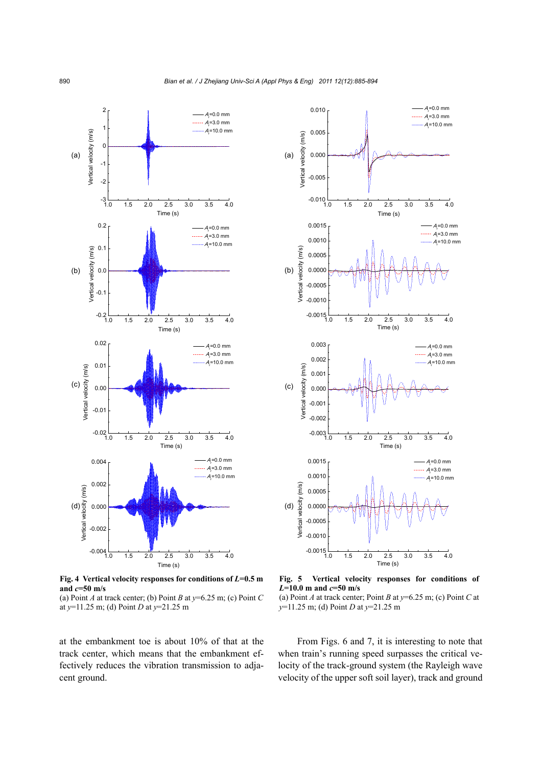**Fig. 4 Vertical velocity responses for conditions of $L$=0.5 m and $c$=50 m/s**

(a) Point $A$ at track center; (b) Point $B$ at $y$=6.25 m; (c) Point $C$ at $y$=11.25 m; (d) Point $D$ at $y$=21.25 m

**Fig. 5 Vertical velocity responses for conditions of $L$=10.0 m and $c$=50 m/s**

(a) Point $A$ at track center; Point $B$ at $y$=6.25 m; (c) Point $C$ at $y$=11.25 m; (d) Point $D$ at $y$=21.25 m

at the embankment toe is about 10% of that at the track center, which means that the embankment effectively reduces the vibration transmission to adjacent ground.

From Figs. 6 and 7, it is interesting to note that when train's running speed surpasses the critical velocity of the track-ground system (the Rayleigh wave velocity of the upper soft soil layer), track and ground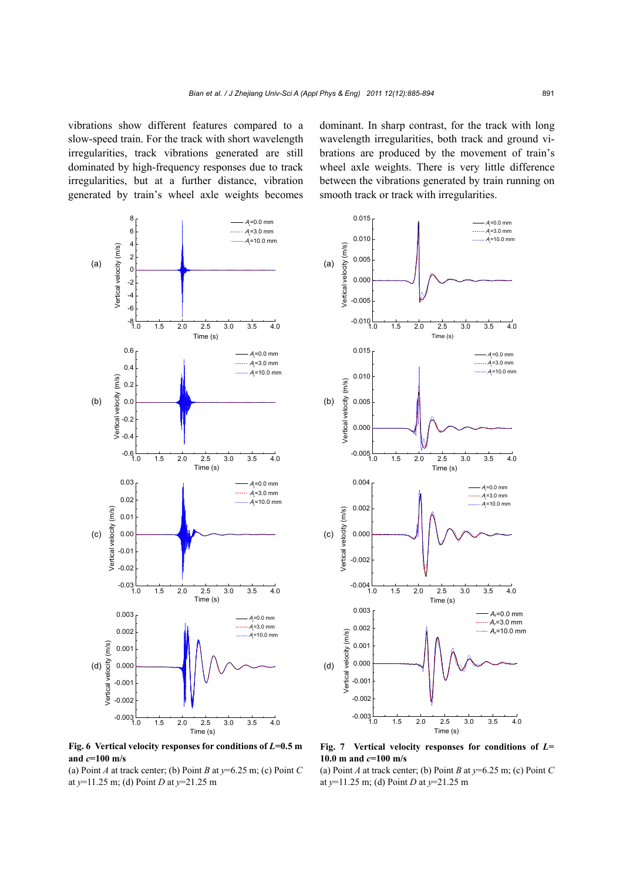vibrations show different features compared to a slow-speed train. For the track with short wavelength irregularities, track vibrations generated are still dominated by high-frequency responses due to track irregularities, but at a further distance, vibration generated by train's wheel axle weights becomes dominant. In sharp contrast, for the track with long wavelength irregularities, both track and ground vibrations are produced by the movement of train's wheel axle weights. There is very little difference between the vibrations generated by train running on smooth track or track with irregularities.

**Fig. 6 Vertical velocity responses for conditions of $L$=0.5 m and $c$=100 m/s**

(a) Point $A$ at track center; (b) Point $B$ at $y$=6.25 m; (c) Point $C$ at $y$=11.25 m; (d) Point $D$ at $y$=21.25 m

**Fig. 7 Vertical velocity responses for conditions of $L$=10.0 m and $c$=100 m/s**

(a) Point $A$ at track center; (b) Point $B$ at $y$=6.25 m; (c) Point $C$ at $y$=11.25 m; (d) Point $D$ at $y$=21.25 m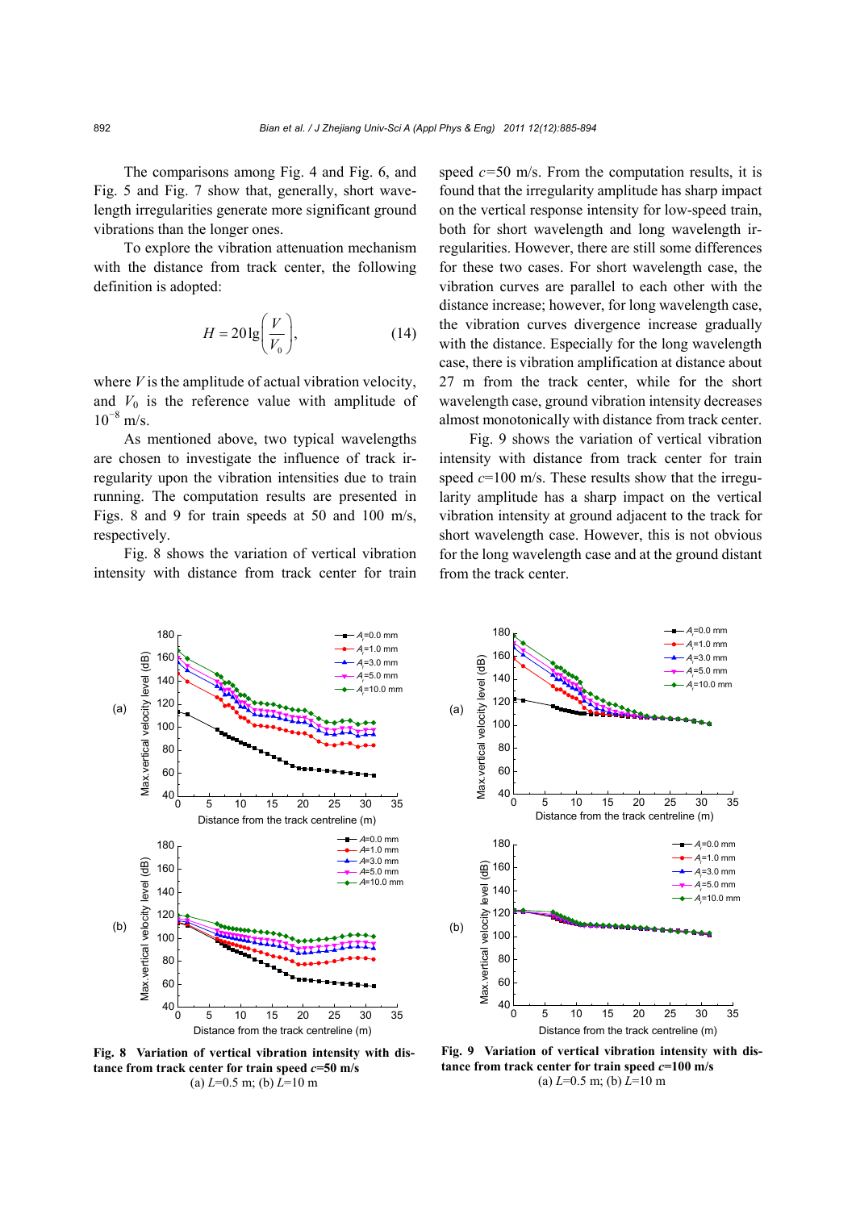The comparisons among Fig. 4 and Fig. 6, and Fig. 5 and Fig. 7 show that, generally, short wavelength irregularities generate more significant ground vibrations than the longer ones.

To explore the vibration attenuation mechanism with the distance from track center, the following definition is adopted:

$$H = 20\lg\left(\frac{V}{V_0}\right), \tag{14}$$

where $V$ is the amplitude of actual vibration velocity, and $V_0$ is the reference value with amplitude of $10^{-8}$ m/s.

As mentioned above, two typical wavelengths are chosen to investigate the influence of track irregularity upon the vibration intensities due to train running. The computation results are presented in Figs. 8 and 9 for train speeds at 50 and 100 m/s, respectively.

Fig. 8 shows the variation of vertical vibration intensity with distance from track center for train speed $c$=50 m/s. From the computation results, it is found that the irregularity amplitude has sharp impact on the vertical response intensity for low-speed train, both for short wavelength and long wavelength irregularities. However, there are still some differences for these two cases. For short wavelength case, the vibration curves are parallel to each other with the distance increase; however, for long wavelength case, the vibration curves divergence increase gradually with the distance. Especially for the long wavelength case, there is vibration amplification at distance about 27 m from the track center, while for the short wavelength case, ground vibration intensity decreases almost monotonically with distance from track center.

Fig. 9 shows the variation of vertical vibration intensity with distance from track center for train speed $c$=100 m/s. These results show that the irregularity amplitude has a sharp impact on the vertical vibration intensity at ground adjacent to the track for short wavelength case. However, this is not obvious for the long wavelength case and at the ground distant from the track center.

**Fig. 8 Variation of vertical vibration intensity with distance from track center for train speed $c$=50 m/s**
(a) $L$=0.5 m; (b) $L$=10 m

**Fig. 9 Variation of vertical vibration intensity with distance from track center for train speed $c$=100 m/s**
(a) $L$=0.5 m; (b) $L$=10 m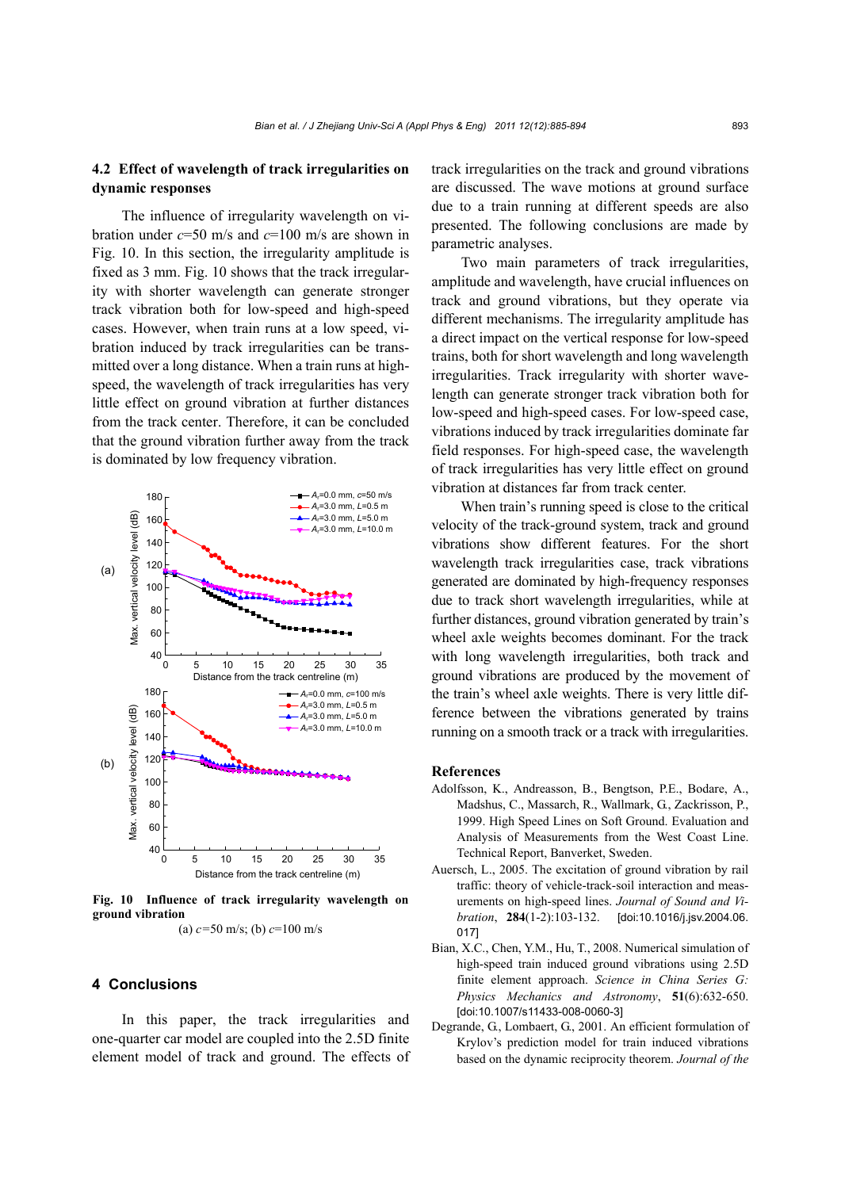### 4.2 Effect of wavelength of track irregularities on dynamic responses

The influence of irregularity wavelength on vibration under $c$=50 m/s and $c$=100 m/s are shown in Fig. 10. In this section, the irregularity amplitude is fixed as 3 mm. Fig. 10 shows that the track irregularity with shorter wavelength can generate stronger track vibration both for low-speed and high-speed cases. However, when train runs at a low speed, vibration induced by track irregularities can be transmitted over a long distance. When a train runs at high-speed, the wavelength of track irregularities has very little effect on ground vibration at further distances from the track center. Therefore, it can be concluded that the ground vibration further away from the track is dominated by low frequency vibration.

(a)

Max. vertical velocity level (dB)

180
160
140
120
100
80
60
40

0 5 10 15 20 25 30 35

Distance from the track centreline (m)

$A_r$=0.0 mm, $c$=50 m/s
$A_r$=3.0 mm, $L$=0.5 m
$A_r$=3.0 mm, $L$=5.0 m
$A_r$=3.0 mm, $L$=10.0 m

(b)

Max. vertical velocity level (dB)

180
160
140
120
100
80
60
40

0 5 10 15 20 25 30 35

Distance from the track centreline (m)

$A_r$=0.0 mm, $c$=100 m/s
$A_r$=3.0 mm, $L$=0.5 m
$A_r$=3.0 mm, $L$=5.0 m
$A_r$=3.0 mm, $L$=10.0 m

**Fig. 10 Influence of track irregularity wavelength on ground vibration**
(a) $c$=50 m/s; (b) $c$=100 m/s

## 4 Conclusions

In this paper, the track irregularities and one-quarter car model are coupled into the 2.5D finite element model of track and ground. The effects of track irregularities on the track and ground vibrations are discussed. The wave motions at ground surface due to a train running at different speeds are also presented. The following conclusions are made by parametric analyses.

Two main parameters of track irregularities, amplitude and wavelength, have crucial influences on track and ground vibrations, but they operate via different mechanisms. The irregularity amplitude has a direct impact on the vertical response for low-speed trains, both for short wavelength and long wavelength irregularities. Track irregularity with shorter wavelength can generate stronger track vibration both for low-speed and high-speed cases. For low-speed case, vibrations induced by track irregularities dominate far field responses. For high-speed case, the wavelength of track irregularities has very little effect on ground vibration at distances far from track center.

When train's running speed is close to the critical velocity of the track-ground system, track and ground vibrations show different features. For the short wavelength track irregularities case, track vibrations generated are dominated by high-frequency responses due to track short wavelength irregularities, while at further distances, ground vibration generated by train's wheel axle weights becomes dominant. For the track with long wavelength irregularities, both track and ground vibrations are produced by the movement of the train's wheel axle weights. There is very little difference between the vibrations generated by trains running on a smooth track or a track with irregularities.

## References

Adolfsson, K., Andreasson, B., Bengtson, P.E., Bodare, A., Madshus, C., Massarch, R., Wallmark, G., Zackrisson, P., 1999. High Speed Lines on Soft Ground. Evaluation and Analysis of Measurements from the West Coast Line. Technical Report, Banverket, Sweden.

Auersch, L., 2005. The excitation of ground vibration by rail traffic: theory of vehicle-track-soil interaction and measurements on high-speed lines. *Journal of Sound and Vibration*, **284**(1-2):103-132. [doi:10.1016/j.jsv.2004.06.017]

Bian, X.C., Chen, Y.M., Hu, T., 2008. Numerical simulation of high-speed train induced ground vibrations using 2.5D finite element approach. *Science in China Series G: Physics Mechanics and Astronomy*, **51**(6):632-650. [doi:10.1007/s11433-008-0060-3]

Degrande, G., Lombaert, G., 2001. An efficient formulation of Krylov's prediction model for train induced vibrations based on the dynamic reciprocity theorem. *Journal of the*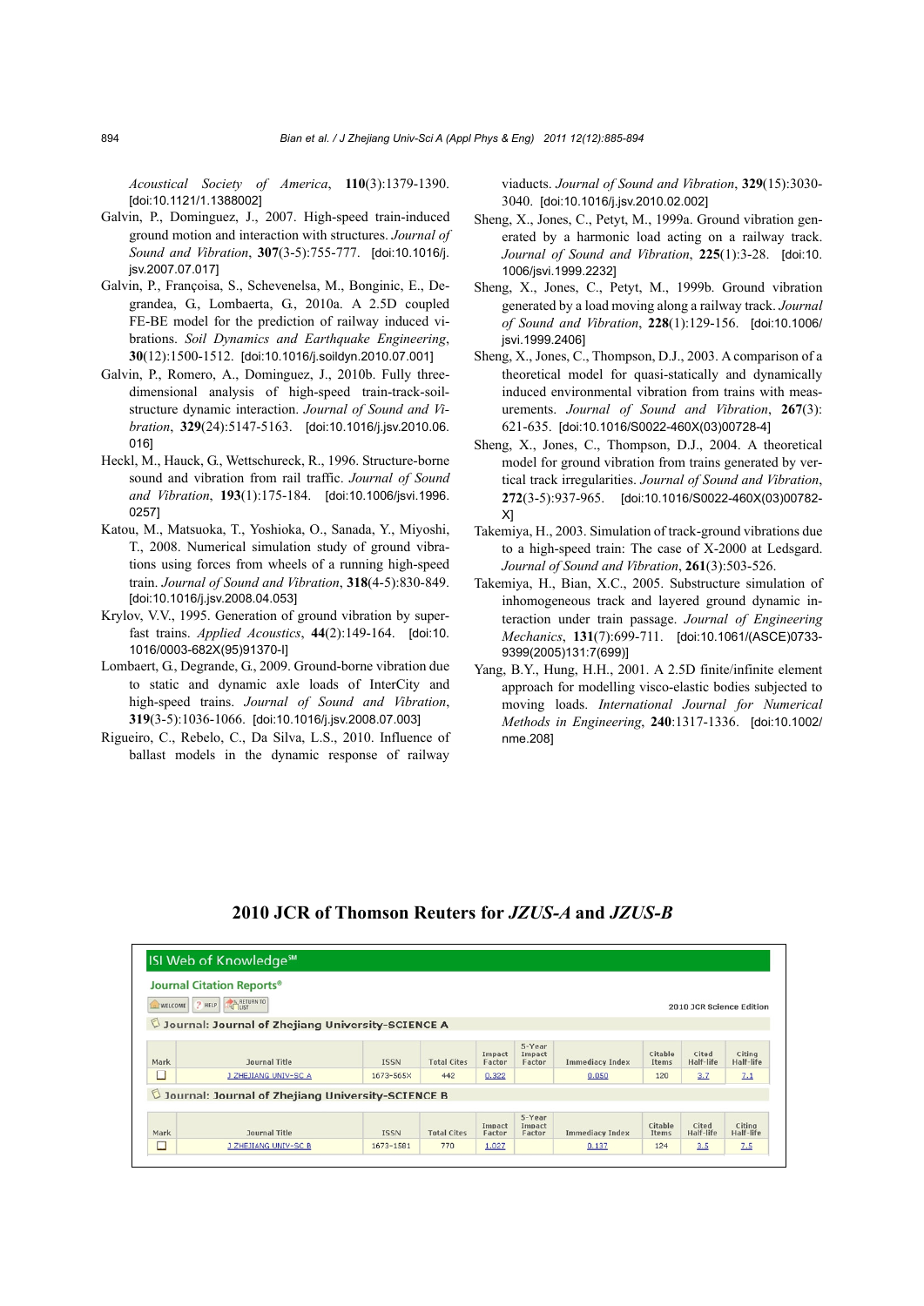Acoustical Society of America, **110**(3):1379-1390. [doi:10.1121/1.1388002]

Galvin, P., Dominguez, J., 2007. High-speed train-induced ground motion and interaction with structures. *Journal of Sound and Vibration*, **307**(3-5):755-777. [doi:10.1016/j.jsv.2007.07.017]

Galvin, P., Françoisa, S., Schevenelsa, M., Bonginic, E., Degrandea, G., Lombaerta, G., 2010a. A 2.5D coupled FE-BE model for the prediction of railway induced vibrations. *Soil Dynamics and Earthquake Engineering*, **30**(12):1500-1512. [doi:10.1016/j.soildyn.2010.07.001]

Galvin, P., Romero, A., Dominguez, J., 2010b. Fully three-dimensional analysis of high-speed train-track-soil-structure dynamic interaction. *Journal of Sound and Vibration*, **329**(24):5147-5163. [doi:10.1016/j.jsv.2010.06.016]

Heckl, M., Hauck, G., Wettschureck, R., 1996. Structure-borne sound and vibration from rail traffic. *Journal of Sound and Vibration*, **193**(1):175-184. [doi:10.1006/jsvi.1996.0257]

Katou, M., Matsuoka, T., Yoshioka, O., Sanada, Y., Miyoshi, T., 2008. Numerical simulation study of ground vibrations using forces from wheels of a running high-speed train. *Journal of Sound and Vibration*, **318**(4-5):830-849. [doi:10.1016/j.jsv.2008.04.053]

Krylov, V.V., 1995. Generation of ground vibration by superfast trains. *Applied Acoustics*, **44**(2):149-164. [doi:10.1016/0003-682X(95)91370-I]

Lombaert, G., Degrande, G., 2009. Ground-borne vibration due to static and dynamic axle loads of InterCity and high-speed trains. *Journal of Sound and Vibration*, **319**(3-5):1036-1066. [doi:10.1016/j.jsv.2008.07.003]

Rigueiro, C., Rebelo, C., Da Silva, L.S., 2010. Influence of ballast models in the dynamic response of railway viaducts. *Journal of Sound and Vibration*, **329**(15):3030-3040. [doi:10.1016/j.jsv.2010.02.002]

Sheng, X., Jones, C., Petyt, M., 1999a. Ground vibration generated by a harmonic load acting on a railway track. *Journal of Sound and Vibration*, **225**(1):3-28. [doi:10.1006/jsvi.1999.2232]

Sheng, X., Jones, C., Petyt, M., 1999b. Ground vibration generated by a load moving along a railway track. *Journal of Sound and Vibration*, **228**(1):129-156. [doi:10.1006/jsvi.1999.2406]

Sheng, X., Jones, C., Thompson, D.J., 2003. A comparison of a theoretical model for quasi-statically and dynamically induced environmental vibration from trains with measurements. *Journal of Sound and Vibration*, **267**(3):621-635. [doi:10.1016/S0022-460X(03)00728-4]

Sheng, X., Jones, C., Thompson, D.J., 2004. A theoretical model for ground vibration from trains generated by vertical track irregularities. *Journal of Sound and Vibration*, **272**(3-5):937-965. [doi:10.1016/S0022-460X(03)00782-X]

Takemiya, H., 2003. Simulation of track-ground vibrations due to a high-speed train: The case of X-2000 at Ledsgard. *Journal of Sound and Vibration*, **261**(3):503-526.

Takemiya, H., Bian, X.C., 2005. Substructure simulation of inhomogeneous track and layered ground dynamic interaction under train passage. *Journal of Engineering Mechanics*, **131**(7):699-711. [doi:10.1061/(ASCE)0733-9399(2005)131:7(699)]

Yang, B.Y., Hung, H.H., 2001. A 2.5D finite/infinite element approach for modelling visco-elastic bodies subjected to moving loads. *International Journal for Numerical Methods in Engineering*, **240**:1317-1336. [doi:10.1002/nme.208]

## 2010 JCR of Thomson Reuters for *JZUS-A* and *JZUS-B*

ISI Web of Knowledge℠

Journal Citation Reports®

WELCOME | HELP | RETURN TO LIST

2010 JCR Science Edition

Journal: Journal of Zhejiang University-SCIENCE A

| Mark | Journal Title | ISSN | Total Cites | Impact Factor | 5-Year Impact Factor | Immediacy Index | Citable Items | Cited Half-life | Citing Half-life |
|---|---|---|---|---|---|---|---|---|---|
| ☐ | J ZHEJIANG UNIV-SC A | 1673-565X | 442 | 0.322 | | 0.050 | 120 | 3.7 | 7.1 |

Journal: Journal of Zhejiang University-SCIENCE B

| Mark | Journal Title | ISSN | Total Cites | Impact Factor | 5-Year Impact Factor | Immediacy Index | Citable Items | Cited Half-life | Citing Half-life |
|---|---|---|---|---|---|---|---|---|---|
| ☐ | J ZHEJIANG UNIV-SC B | 1673-1581 | 770 | 1.027 | | 0.137 | 124 | 3.5 | 7.5 |